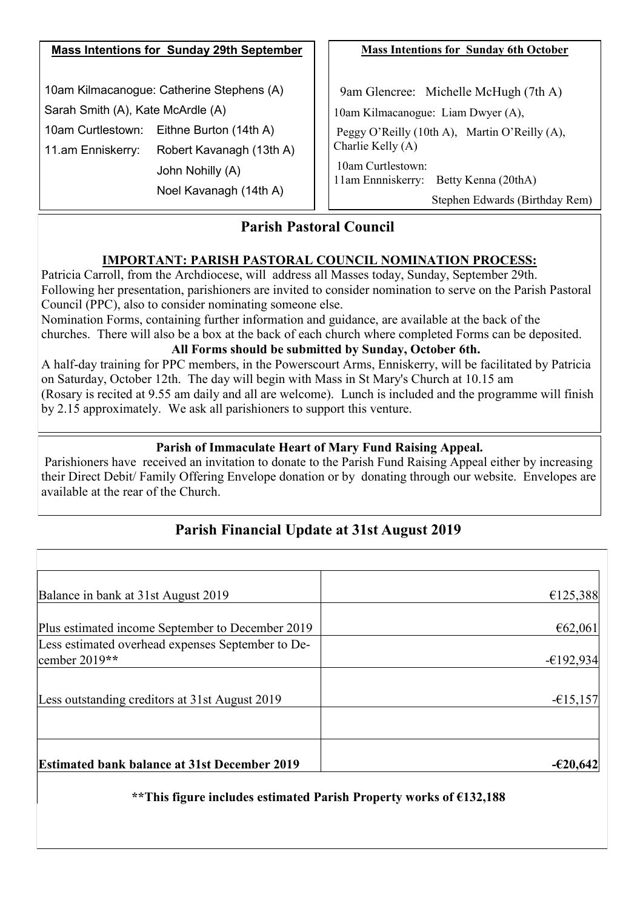**Mass Intentions for Sunday 29th September**

10am Kilmacanogue: Catherine Stephens (A)
Sarah Smith (A), Kate McArdle (A)
10am Curtlestown: Eithne Burton (14th A)
11.am Enniskerry: Robert Kavanagh (13th A)
John Nohilly (A)
Noel Kavanagh (14th A)

**Mass Intentions for Sunday 6th October**

9am Glencree: Michelle McHugh (7th A)
10am Kilmacanogue: Liam Dwyer (A),
Peggy O'Reilly (10th A), Martin O'Reilly (A), Charlie Kelly (A)
10am Curtlestown:
11am Ennniskerry: Betty Kenna (20thA)
Stephen Edwards (Birthday Rem)

## Parish Pastoral Council

**IMPORTANT: PARISH PASTORAL COUNCIL NOMINATION PROCESS:**

Patricia Carroll, from the Archdiocese, will address all Masses today, Sunday, September 29th. Following her presentation, parishioners are invited to consider nomination to serve on the Parish Pastoral Council (PPC), also to consider nominating someone else.

Nomination Forms, containing further information and guidance, are available at the back of the churches. There will also be a box at the back of each church where completed Forms can be deposited.

**All Forms should be submitted by Sunday, October 6th.**

A half-day training for PPC members, in the Powerscourt Arms, Enniskerry, will be facilitated by Patricia on Saturday, October 12th. The day will begin with Mass in St Mary's Church at 10.15 am (Rosary is recited at 9.55 am daily and all are welcome). Lunch is included and the programme will finish by 2.15 approximately. We ask all parishioners to support this venture.

**Parish of Immaculate Heart of Mary Fund Raising Appeal.**

Parishioners have received an invitation to donate to the Parish Fund Raising Appeal either by increasing their Direct Debit/ Family Offering Envelope donation or by donating through our website. Envelopes are available at the rear of the Church.

## Parish Financial Update at 31st August 2019

| | |
|---|---:|
| Balance in bank at 31st August 2019 | €125,388 |
| Plus estimated income September to December 2019 | €62,061 |
| Less estimated overhead expenses September to December 2019** | -€192,934 |
| Less outstanding creditors at 31st August 2019 | -€15,157 |
| | |
| **Estimated bank balance at 31st December 2019** | **-€20,642** |

****This figure includes estimated Parish Property works of €132,188**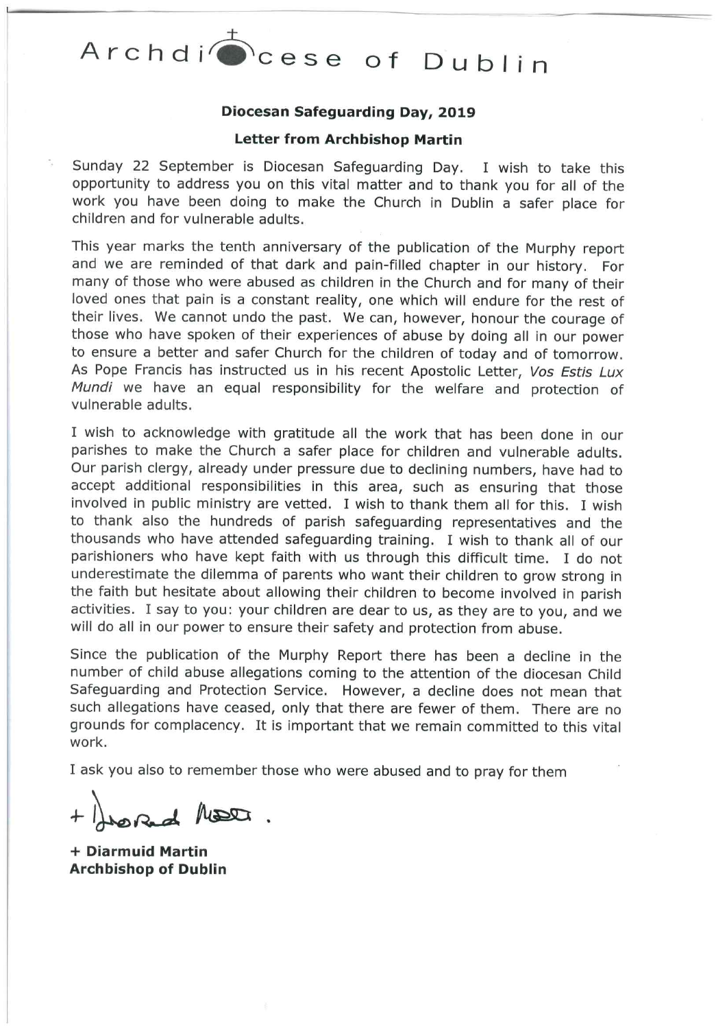Archdiocese of Dublin

**Diocesan Safeguarding Day, 2019**

**Letter from Archbishop Martin**

Sunday 22 September is Diocesan Safeguarding Day. I wish to take this opportunity to address you on this vital matter and to thank you for all of the work you have been doing to make the Church in Dublin a safer place for children and for vulnerable adults.

This year marks the tenth anniversary of the publication of the Murphy report and we are reminded of that dark and pain-filled chapter in our history. For many of those who were abused as children in the Church and for many of their loved ones that pain is a constant reality, one which will endure for the rest of their lives. We cannot undo the past. We can, however, honour the courage of those who have spoken of their experiences of abuse by doing all in our power to ensure a better and safer Church for the children of today and of tomorrow. As Pope Francis has instructed us in his recent Apostolic Letter, *Vos Estis Lux Mundi* we have an equal responsibility for the welfare and protection of vulnerable adults.

I wish to acknowledge with gratitude all the work that has been done in our parishes to make the Church a safer place for children and vulnerable adults. Our parish clergy, already under pressure due to declining numbers, have had to accept additional responsibilities in this area, such as ensuring that those involved in public ministry are vetted. I wish to thank them all for this. I wish to thank also the hundreds of parish safeguarding representatives and the thousands who have attended safeguarding training. I wish to thank all of our parishioners who have kept faith with us through this difficult time. I do not underestimate the dilemma of parents who want their children to grow strong in the faith but hesitate about allowing their children to become involved in parish activities. I say to you: your children are dear to us, as they are to you, and we will do all in our power to ensure their safety and protection from abuse.

Since the publication of the Murphy Report there has been a decline in the number of child abuse allegations coming to the attention of the diocesan Child Safeguarding and Protection Service. However, a decline does not mean that such allegations have ceased, only that there are fewer of them. There are no grounds for complacency. It is important that we remain committed to this vital work.

I ask you also to remember those who were abused and to pray for them

**+ Diarmuid Martin**
**Archbishop of Dublin**